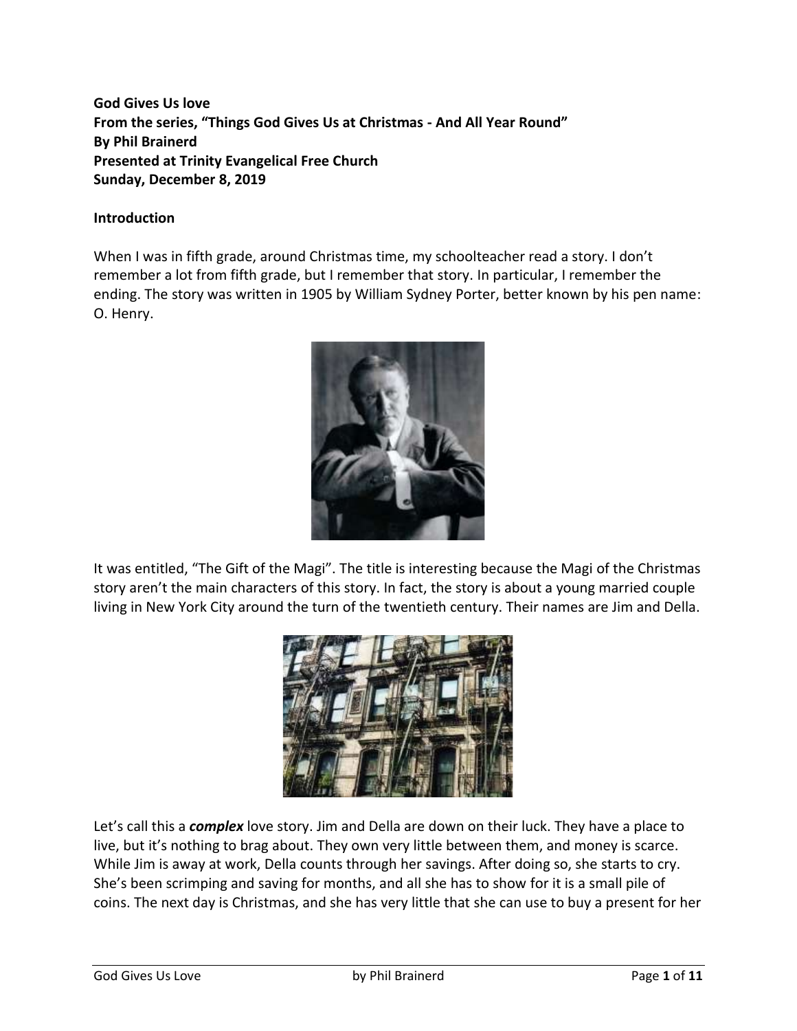**God Gives Us love**
**From the series, "Things God Gives Us at Christmas - And All Year Round"**
**By Phil Brainerd**
**Presented at Trinity Evangelical Free Church**
**Sunday, December 8, 2019**

## Introduction

When I was in fifth grade, around Christmas time, my schoolteacher read a story. I don't remember a lot from fifth grade, but I remember that story. In particular, I remember the ending. The story was written in 1905 by William Sydney Porter, better known by his pen name: O. Henry.

It was entitled, "The Gift of the Magi". The title is interesting because the Magi of the Christmas story aren't the main characters of this story. In fact, the story is about a young married couple living in New York City around the turn of the twentieth century. Their names are Jim and Della.

Let's call this a ***complex*** love story. Jim and Della are down on their luck. They have a place to live, but it's nothing to brag about. They own very little between them, and money is scarce. While Jim is away at work, Della counts through her savings. After doing so, she starts to cry. She's been scrimping and saving for months, and all she has to show for it is a small pile of coins. The next day is Christmas, and she has very little that she can use to buy a present for her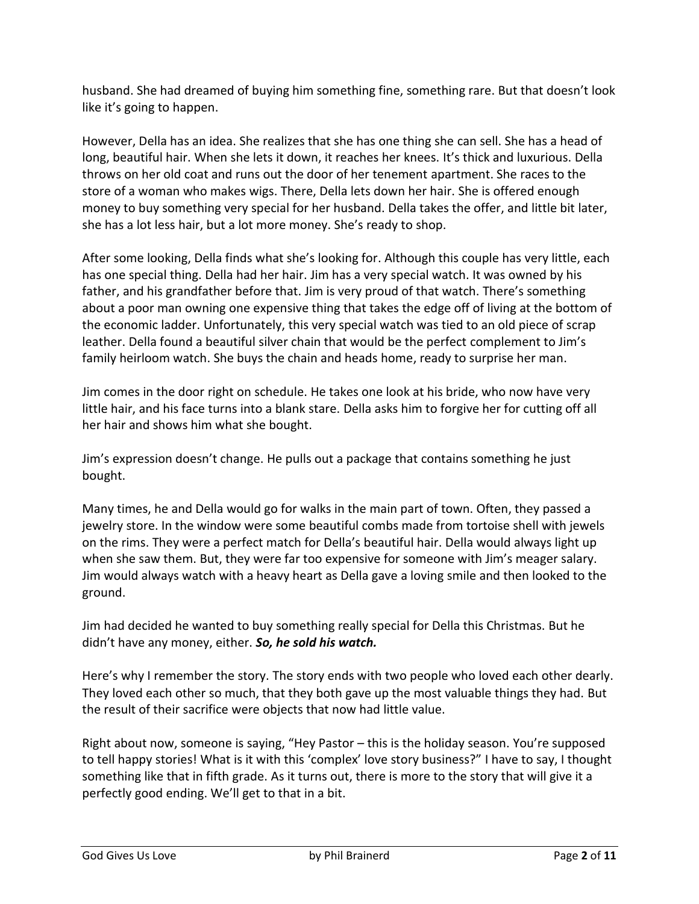husband. She had dreamed of buying him something fine, something rare. But that doesn't look like it's going to happen.

However, Della has an idea. She realizes that she has one thing she can sell. She has a head of long, beautiful hair. When she lets it down, it reaches her knees. It's thick and luxurious. Della throws on her old coat and runs out the door of her tenement apartment. She races to the store of a woman who makes wigs. There, Della lets down her hair. She is offered enough money to buy something very special for her husband. Della takes the offer, and little bit later, she has a lot less hair, but a lot more money. She's ready to shop.

After some looking, Della finds what she's looking for. Although this couple has very little, each has one special thing. Della had her hair. Jim has a very special watch. It was owned by his father, and his grandfather before that. Jim is very proud of that watch. There's something about a poor man owning one expensive thing that takes the edge off of living at the bottom of the economic ladder. Unfortunately, this very special watch was tied to an old piece of scrap leather. Della found a beautiful silver chain that would be the perfect complement to Jim's family heirloom watch. She buys the chain and heads home, ready to surprise her man.

Jim comes in the door right on schedule. He takes one look at his bride, who now have very little hair, and his face turns into a blank stare. Della asks him to forgive her for cutting off all her hair and shows him what she bought.

Jim's expression doesn't change. He pulls out a package that contains something he just bought.

Many times, he and Della would go for walks in the main part of town. Often, they passed a jewelry store. In the window were some beautiful combs made from tortoise shell with jewels on the rims. They were a perfect match for Della's beautiful hair. Della would always light up when she saw them. But, they were far too expensive for someone with Jim's meager salary. Jim would always watch with a heavy heart as Della gave a loving smile and then looked to the ground.

Jim had decided he wanted to buy something really special for Della this Christmas. But he didn't have any money, either. ***So, he sold his watch.***

Here's why I remember the story. The story ends with two people who loved each other dearly. They loved each other so much, that they both gave up the most valuable things they had. But the result of their sacrifice were objects that now had little value.

Right about now, someone is saying, "Hey Pastor – this is the holiday season. You're supposed to tell happy stories! What is it with this 'complex' love story business?" I have to say, I thought something like that in fifth grade. As it turns out, there is more to the story that will give it a perfectly good ending. We'll get to that in a bit.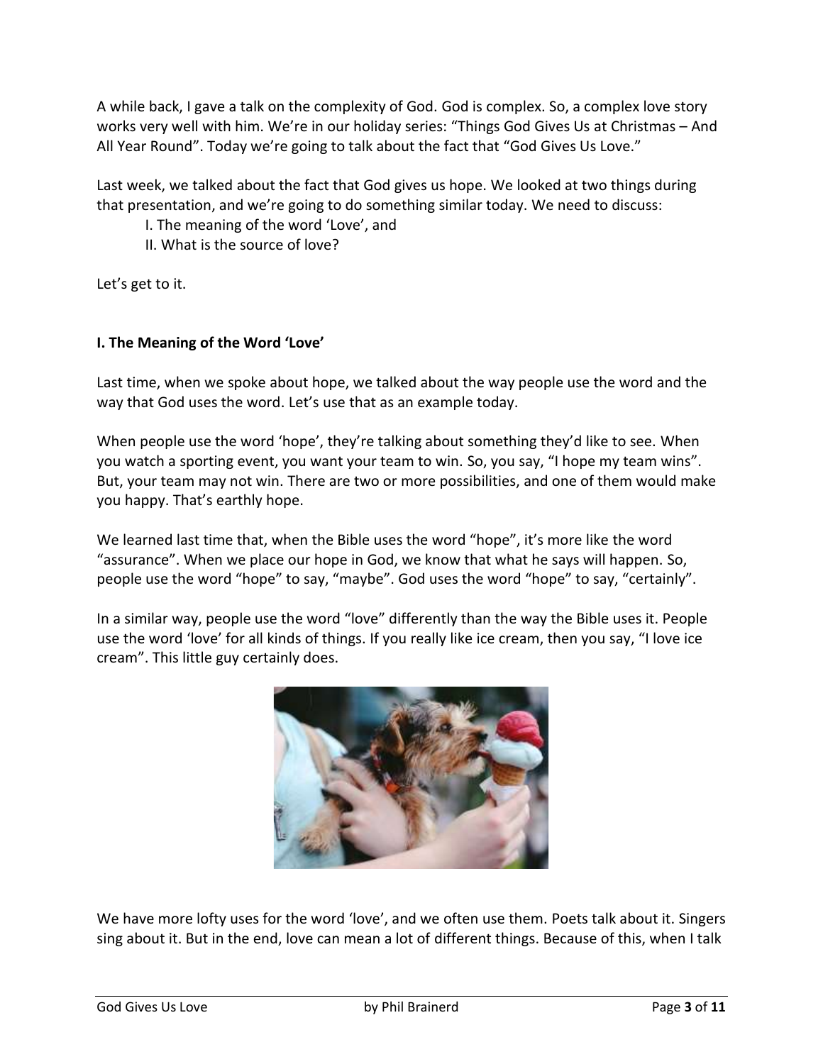A while back, I gave a talk on the complexity of God. God is complex. So, a complex love story works very well with him. We're in our holiday series: "Things God Gives Us at Christmas – And All Year Round". Today we're going to talk about the fact that "God Gives Us Love."

Last week, we talked about the fact that God gives us hope. We looked at two things during that presentation, and we're going to do something similar today. We need to discuss:

I. The meaning of the word 'Love', and
II. What is the source of love?

Let's get to it.

### I. The Meaning of the Word 'Love'

Last time, when we spoke about hope, we talked about the way people use the word and the way that God uses the word. Let's use that as an example today.

When people use the word 'hope', they're talking about something they'd like to see. When you watch a sporting event, you want your team to win. So, you say, "I hope my team wins". But, your team may not win. There are two or more possibilities, and one of them would make you happy. That's earthly hope.

We learned last time that, when the Bible uses the word "hope", it's more like the word "assurance". When we place our hope in God, we know that what he says will happen. So, people use the word "hope" to say, "maybe". God uses the word "hope" to say, "certainly".

In a similar way, people use the word "love" differently than the way the Bible uses it. People use the word 'love' for all kinds of things. If you really like ice cream, then you say, "I love ice cream". This little guy certainly does.

We have more lofty uses for the word 'love', and we often use them. Poets talk about it. Singers sing about it. But in the end, love can mean a lot of different things. Because of this, when I talk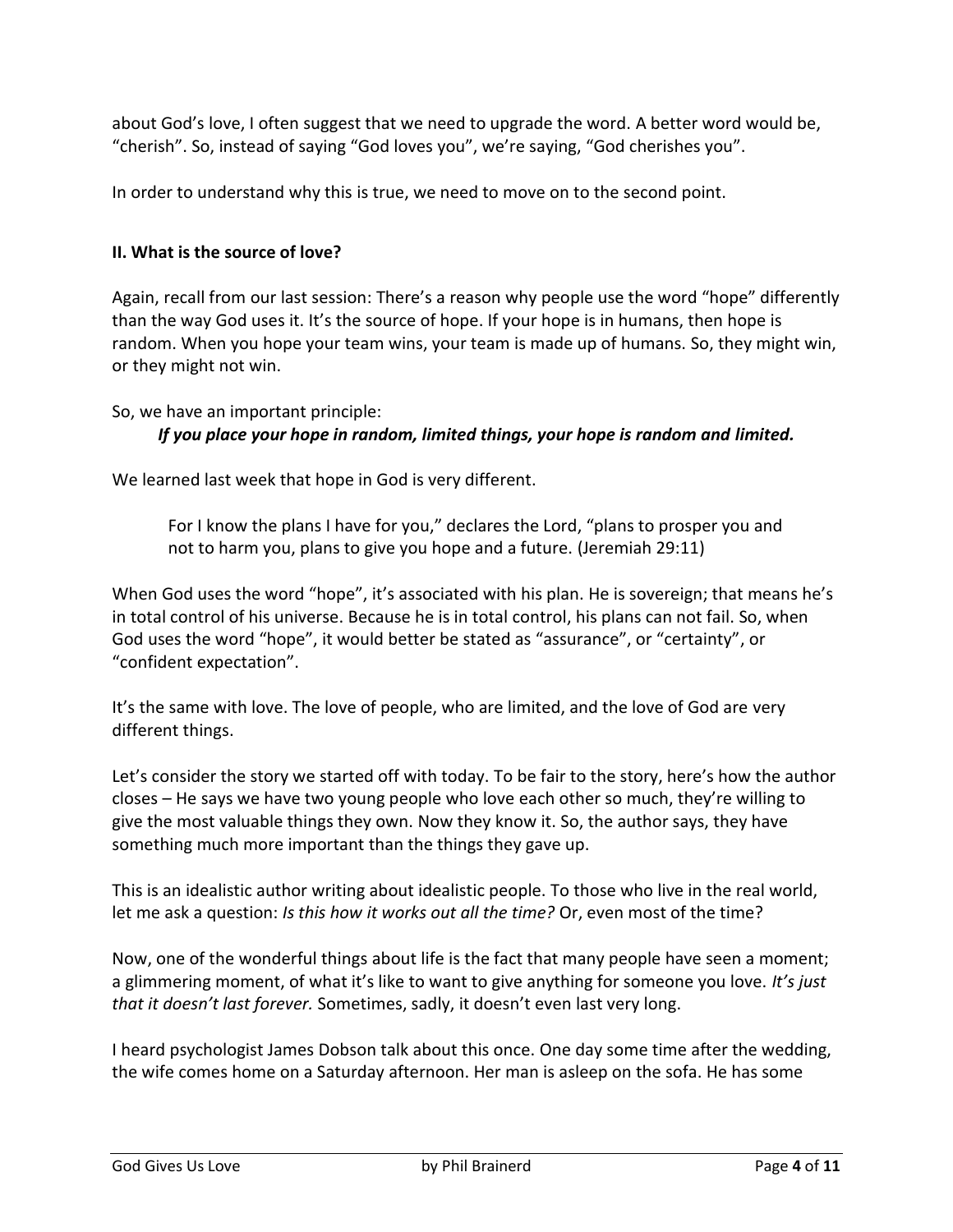about God's love, I often suggest that we need to upgrade the word. A better word would be, "cherish". So, instead of saying "God loves you", we're saying, "God cherishes you".

In order to understand why this is true, we need to move on to the second point.

**II. What is the source of love?**

Again, recall from our last session: There's a reason why people use the word "hope" differently than the way God uses it. It's the source of hope. If your hope is in humans, then hope is random. When you hope your team wins, your team is made up of humans. So, they might win, or they might not win.

So, we have an important principle:

> ***If you place your hope in random, limited things, your hope is random and limited.***

We learned last week that hope in God is very different.

> For I know the plans I have for you," declares the Lord, "plans to prosper you and not to harm you, plans to give you hope and a future. (Jeremiah 29:11)

When God uses the word "hope", it's associated with his plan. He is sovereign; that means he's in total control of his universe. Because he is in total control, his plans can not fail. So, when God uses the word "hope", it would better be stated as "assurance", or "certainty", or "confident expectation".

It's the same with love. The love of people, who are limited, and the love of God are very different things.

Let's consider the story we started off with today. To be fair to the story, here's how the author closes – He says we have two young people who love each other so much, they're willing to give the most valuable things they own. Now they know it. So, the author says, they have something much more important than the things they gave up.

This is an idealistic author writing about idealistic people. To those who live in the real world, let me ask a question: *Is this how it works out all the time?* Or, even most of the time?

Now, one of the wonderful things about life is the fact that many people have seen a moment; a glimmering moment, of what it's like to want to give anything for someone you love. *It's just that it doesn't last forever.* Sometimes, sadly, it doesn't even last very long.

I heard psychologist James Dobson talk about this once. One day some time after the wedding, the wife comes home on a Saturday afternoon. Her man is asleep on the sofa. He has some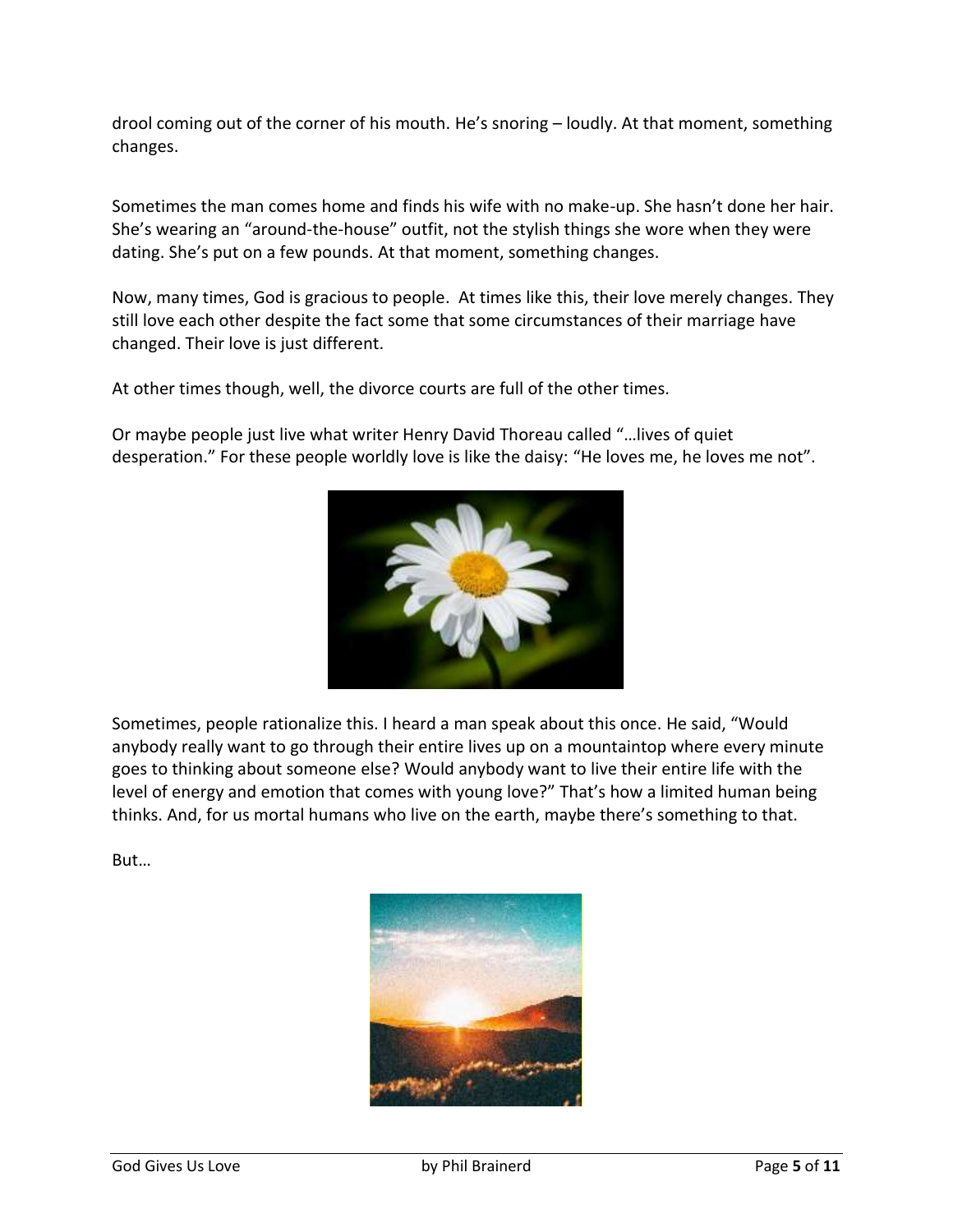drool coming out of the corner of his mouth. He's snoring – loudly. At that moment, something changes.

Sometimes the man comes home and finds his wife with no make-up. She hasn't done her hair. She's wearing an "around-the-house" outfit, not the stylish things she wore when they were dating. She's put on a few pounds. At that moment, something changes.

Now, many times, God is gracious to people. At times like this, their love merely changes. They still love each other despite the fact some that some circumstances of their marriage have changed. Their love is just different.

At other times though, well, the divorce courts are full of the other times.

Or maybe people just live what writer Henry David Thoreau called "…lives of quiet desperation." For these people worldly love is like the daisy: "He loves me, he loves me not".

Sometimes, people rationalize this. I heard a man speak about this once. He said, "Would anybody really want to go through their entire lives up on a mountaintop where every minute goes to thinking about someone else? Would anybody want to live their entire life with the level of energy and emotion that comes with young love?" That's how a limited human being thinks. And, for us mortal humans who live on the earth, maybe there's something to that.

But…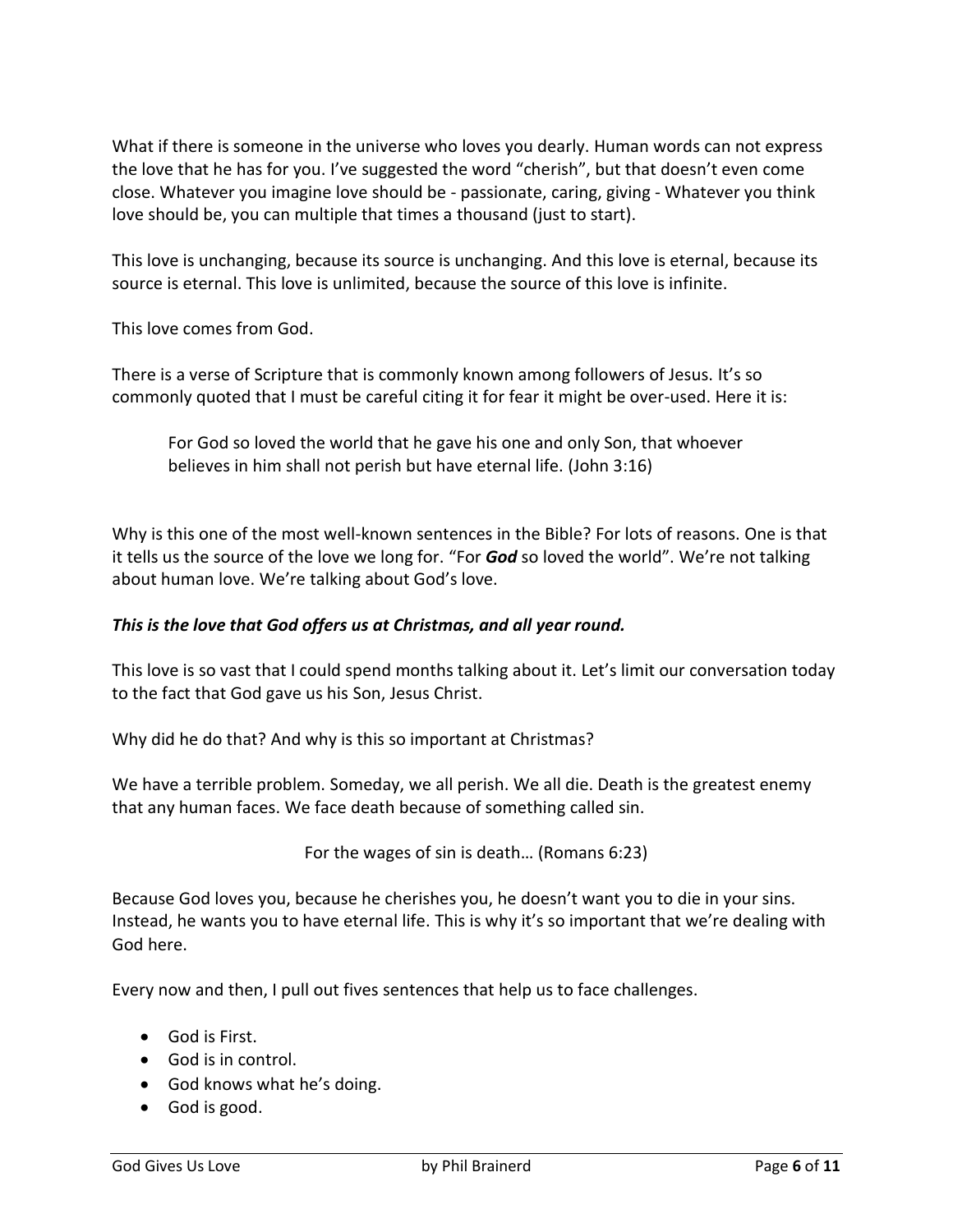What if there is someone in the universe who loves you dearly. Human words can not express the love that he has for you. I've suggested the word "cherish", but that doesn't even come close. Whatever you imagine love should be - passionate, caring, giving - Whatever you think love should be, you can multiple that times a thousand (just to start).

This love is unchanging, because its source is unchanging. And this love is eternal, because its source is eternal. This love is unlimited, because the source of this love is infinite.

This love comes from God.

There is a verse of Scripture that is commonly known among followers of Jesus. It's so commonly quoted that I must be careful citing it for fear it might be over-used. Here it is:

> For God so loved the world that he gave his one and only Son, that whoever believes in him shall not perish but have eternal life. (John 3:16)

Why is this one of the most well-known sentences in the Bible? For lots of reasons. One is that it tells us the source of the love we long for. "For ***God*** so loved the world". We're not talking about human love. We're talking about God's love.

***This is the love that God offers us at Christmas, and all year round.***

This love is so vast that I could spend months talking about it. Let's limit our conversation today to the fact that God gave us his Son, Jesus Christ.

Why did he do that? And why is this so important at Christmas?

We have a terrible problem. Someday, we all perish. We all die. Death is the greatest enemy that any human faces. We face death because of something called sin.

For the wages of sin is death… (Romans 6:23)

Because God loves you, because he cherishes you, he doesn't want you to die in your sins. Instead, he wants you to have eternal life. This is why it's so important that we're dealing with God here.

Every now and then, I pull out fives sentences that help us to face challenges.

- God is First.
- God is in control.
- God knows what he's doing.
- God is good.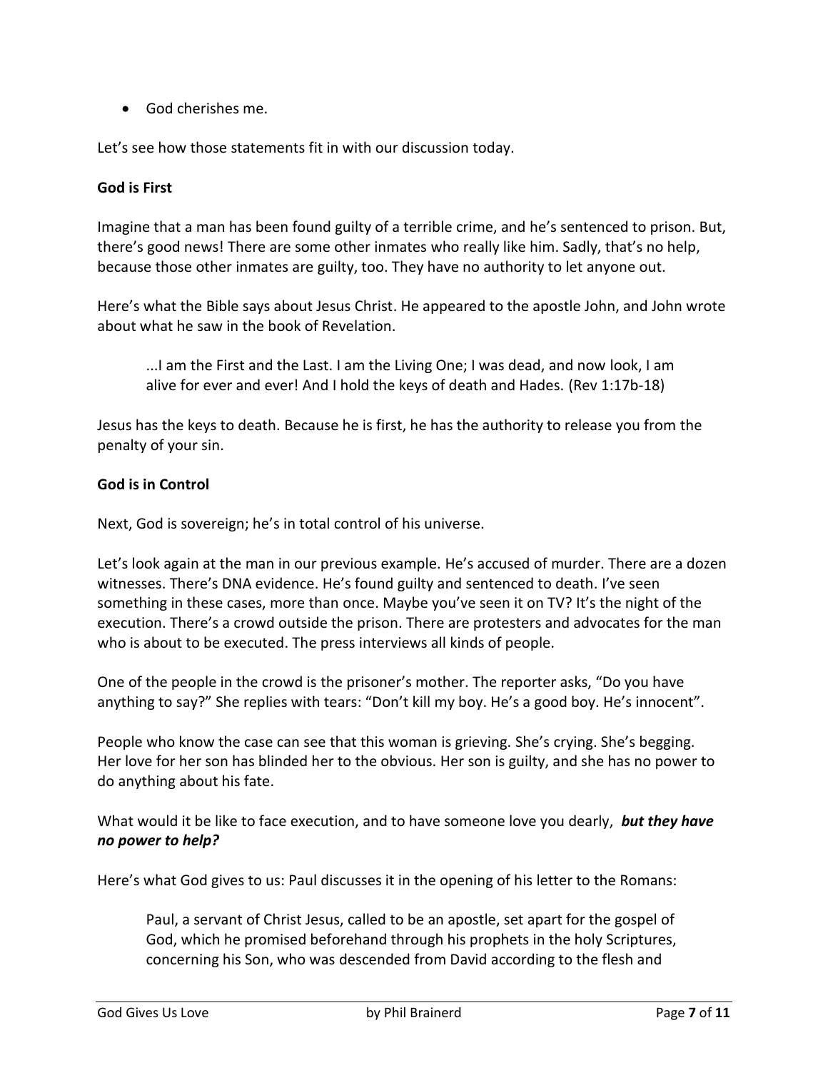- God cherishes me.

Let's see how those statements fit in with our discussion today.

**God is First**

Imagine that a man has been found guilty of a terrible crime, and he's sentenced to prison. But, there's good news! There are some other inmates who really like him. Sadly, that's no help, because those other inmates are guilty, too. They have no authority to let anyone out.

Here's what the Bible says about Jesus Christ. He appeared to the apostle John, and John wrote about what he saw in the book of Revelation.

> ...I am the First and the Last. I am the Living One; I was dead, and now look, I am alive for ever and ever! And I hold the keys of death and Hades. (Rev 1:17b-18)

Jesus has the keys to death. Because he is first, he has the authority to release you from the penalty of your sin.

**God is in Control**

Next, God is sovereign; he's in total control of his universe.

Let's look again at the man in our previous example. He's accused of murder. There are a dozen witnesses. There's DNA evidence. He's found guilty and sentenced to death. I've seen something in these cases, more than once. Maybe you've seen it on TV? It's the night of the execution. There's a crowd outside the prison. There are protesters and advocates for the man who is about to be executed. The press interviews all kinds of people.

One of the people in the crowd is the prisoner's mother. The reporter asks, "Do you have anything to say?" She replies with tears: "Don't kill my boy. He's a good boy. He's innocent".

People who know the case can see that this woman is grieving. She's crying. She's begging. Her love for her son has blinded her to the obvious. Her son is guilty, and she has no power to do anything about his fate.

What would it be like to face execution, and to have someone love you dearly, ***but they have no power to help?***

Here's what God gives to us: Paul discusses it in the opening of his letter to the Romans:

> Paul, a servant of Christ Jesus, called to be an apostle, set apart for the gospel of God, which he promised beforehand through his prophets in the holy Scriptures, concerning his Son, who was descended from David according to the flesh and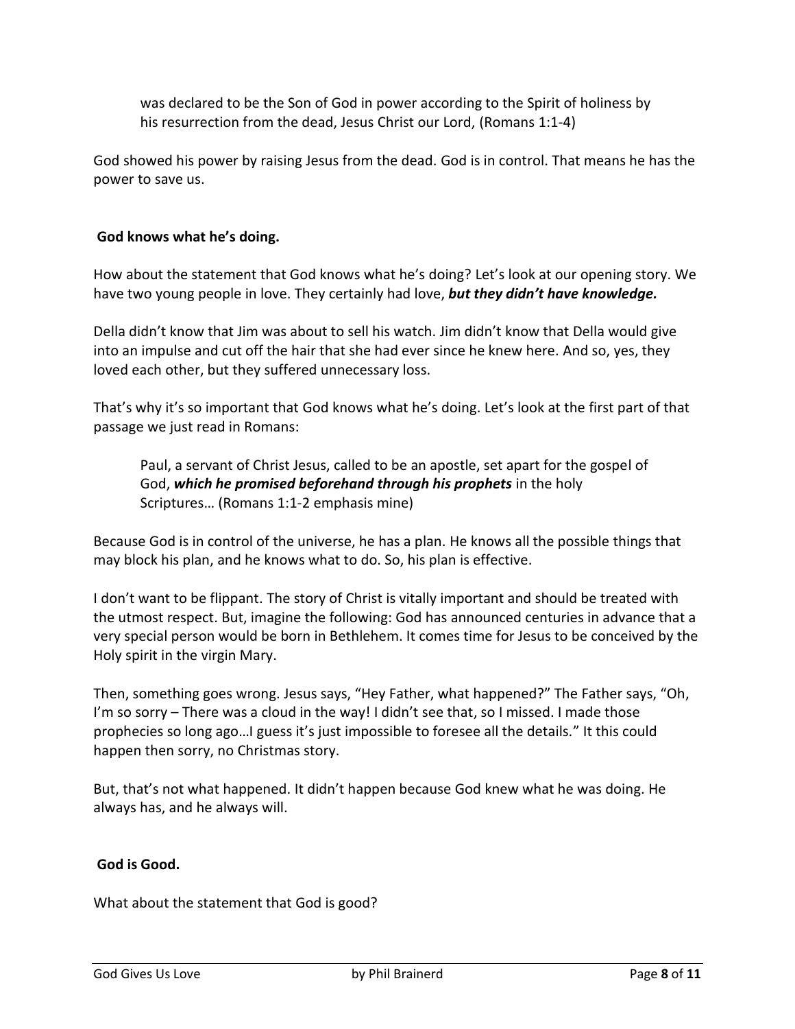> was declared to be the Son of God in power according to the Spirit of holiness by his resurrection from the dead, Jesus Christ our Lord, (Romans 1:1-4)

God showed his power by raising Jesus from the dead. God is in control. That means he has the power to save us.

### God knows what he's doing.

How about the statement that God knows what he's doing? Let's look at our opening story. We have two young people in love. They certainly had love, ***but they didn't have knowledge.***

Della didn't know that Jim was about to sell his watch. Jim didn't know that Della would give into an impulse and cut off the hair that she had ever since he knew here. And so, yes, they loved each other, but they suffered unnecessary loss.

That's why it's so important that God knows what he's doing. Let's look at the first part of that passage we just read in Romans:

> Paul, a servant of Christ Jesus, called to be an apostle, set apart for the gospel of God, ***which he promised beforehand through his prophets*** in the holy Scriptures… (Romans 1:1-2 emphasis mine)

Because God is in control of the universe, he has a plan. He knows all the possible things that may block his plan, and he knows what to do. So, his plan is effective.

I don't want to be flippant. The story of Christ is vitally important and should be treated with the utmost respect. But, imagine the following: God has announced centuries in advance that a very special person would be born in Bethlehem. It comes time for Jesus to be conceived by the Holy spirit in the virgin Mary.

Then, something goes wrong. Jesus says, "Hey Father, what happened?" The Father says, "Oh, I'm so sorry – There was a cloud in the way! I didn't see that, so I missed. I made those prophecies so long ago…I guess it's just impossible to foresee all the details." It this could happen then sorry, no Christmas story.

But, that's not what happened. It didn't happen because God knew what he was doing. He always has, and he always will.

### God is Good.

What about the statement that God is good?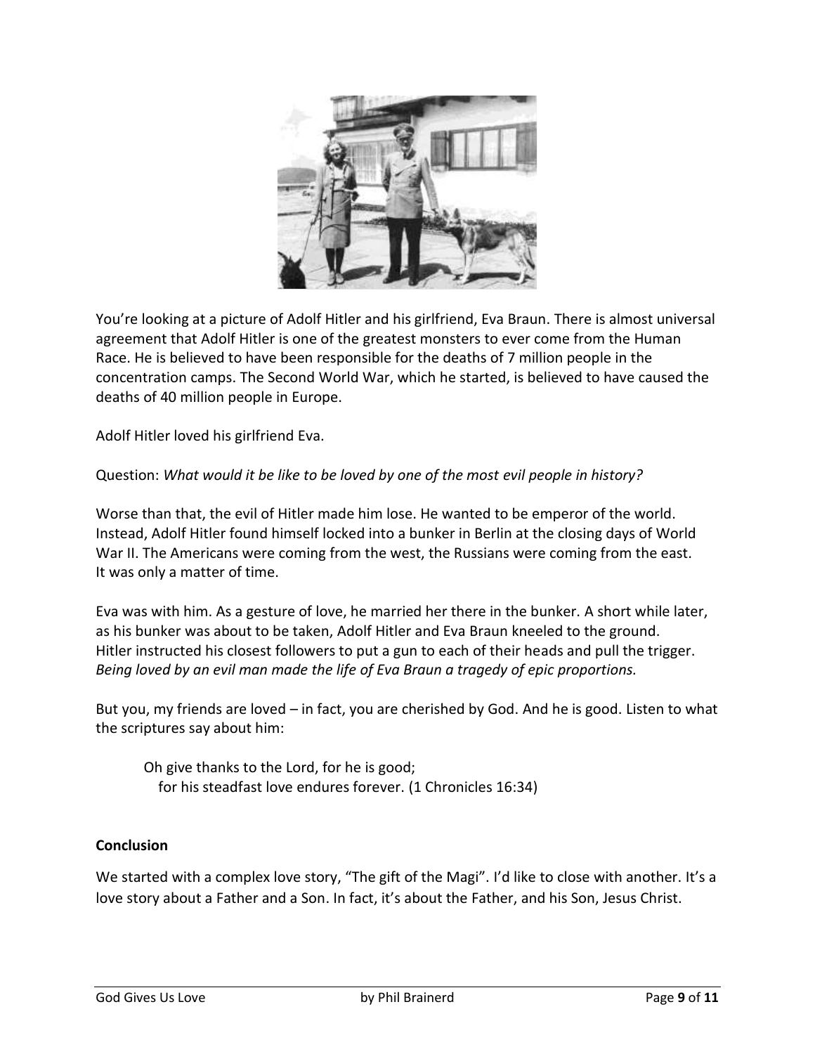You're looking at a picture of Adolf Hitler and his girlfriend, Eva Braun. There is almost universal agreement that Adolf Hitler is one of the greatest monsters to ever come from the Human Race. He is believed to have been responsible for the deaths of 7 million people in the concentration camps. The Second World War, which he started, is believed to have caused the deaths of 40 million people in Europe.

Adolf Hitler loved his girlfriend Eva.

Question: *What would it be like to be loved by one of the most evil people in history?*

Worse than that, the evil of Hitler made him lose. He wanted to be emperor of the world. Instead, Adolf Hitler found himself locked into a bunker in Berlin at the closing days of World War II. The Americans were coming from the west, the Russians were coming from the east. It was only a matter of time.

Eva was with him. As a gesture of love, he married her there in the bunker. A short while later, as his bunker was about to be taken, Adolf Hitler and Eva Braun kneeled to the ground. Hitler instructed his closest followers to put a gun to each of their heads and pull the trigger. *Being loved by an evil man made the life of Eva Braun a tragedy of epic proportions.*

But you, my friends are loved – in fact, you are cherished by God. And he is good. Listen to what the scriptures say about him:

> Oh give thanks to the Lord, for he is good;
> for his steadfast love endures forever. (1 Chronicles 16:34)

**Conclusion**

We started with a complex love story, "The gift of the Magi". I'd like to close with another. It's a love story about a Father and a Son. In fact, it's about the Father, and his Son, Jesus Christ.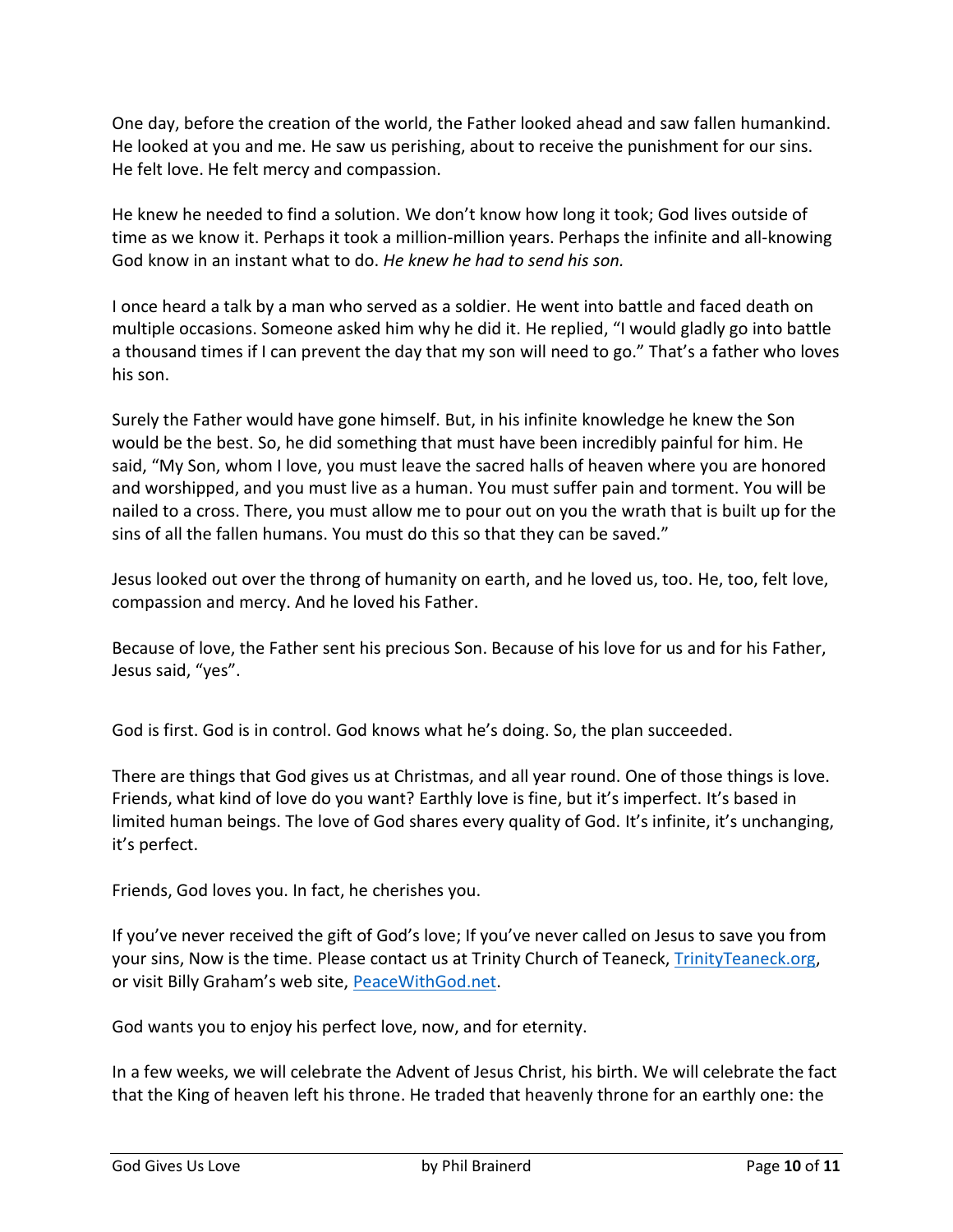One day, before the creation of the world, the Father looked ahead and saw fallen humankind. He looked at you and me. He saw us perishing, about to receive the punishment for our sins. He felt love. He felt mercy and compassion.

He knew he needed to find a solution. We don't know how long it took; God lives outside of time as we know it. Perhaps it took a million-million years. Perhaps the infinite and all-knowing God know in an instant what to do. *He knew he had to send his son.*

I once heard a talk by a man who served as a soldier. He went into battle and faced death on multiple occasions. Someone asked him why he did it. He replied, "I would gladly go into battle a thousand times if I can prevent the day that my son will need to go." That's a father who loves his son.

Surely the Father would have gone himself. But, in his infinite knowledge he knew the Son would be the best. So, he did something that must have been incredibly painful for him. He said, "My Son, whom I love, you must leave the sacred halls of heaven where you are honored and worshipped, and you must live as a human. You must suffer pain and torment. You will be nailed to a cross. There, you must allow me to pour out on you the wrath that is built up for the sins of all the fallen humans. You must do this so that they can be saved."

Jesus looked out over the throng of humanity on earth, and he loved us, too. He, too, felt love, compassion and mercy. And he loved his Father.

Because of love, the Father sent his precious Son. Because of his love for us and for his Father, Jesus said, "yes".

God is first. God is in control. God knows what he's doing. So, the plan succeeded.

There are things that God gives us at Christmas, and all year round. One of those things is love. Friends, what kind of love do you want? Earthly love is fine, but it's imperfect. It's based in limited human beings. The love of God shares every quality of God. It's infinite, it's unchanging, it's perfect.

Friends, God loves you. In fact, he cherishes you.

If you've never received the gift of God's love; If you've never called on Jesus to save you from your sins, Now is the time. Please contact us at Trinity Church of Teaneck, [TrinityTeaneck.org](TrinityTeaneck.org), or visit Billy Graham's web site, [PeaceWithGod.net](PeaceWithGod.net).

God wants you to enjoy his perfect love, now, and for eternity.

In a few weeks, we will celebrate the Advent of Jesus Christ, his birth. We will celebrate the fact that the King of heaven left his throne. He traded that heavenly throne for an earthly one: the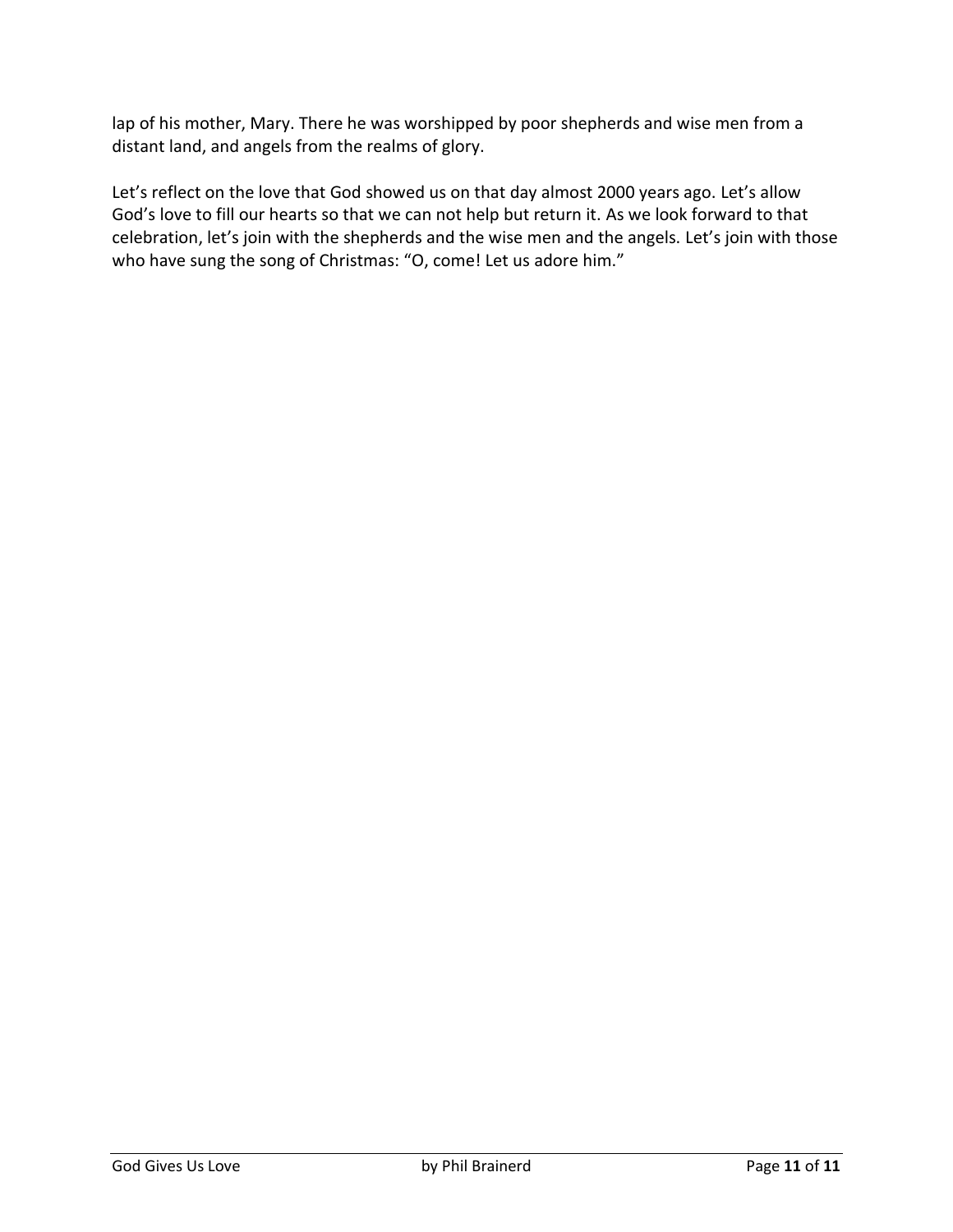lap of his mother, Mary. There he was worshipped by poor shepherds and wise men from a distant land, and angels from the realms of glory.

Let's reflect on the love that God showed us on that day almost 2000 years ago. Let's allow God's love to fill our hearts so that we can not help but return it. As we look forward to that celebration, let's join with the shepherds and the wise men and the angels. Let's join with those who have sung the song of Christmas: "O, come! Let us adore him."